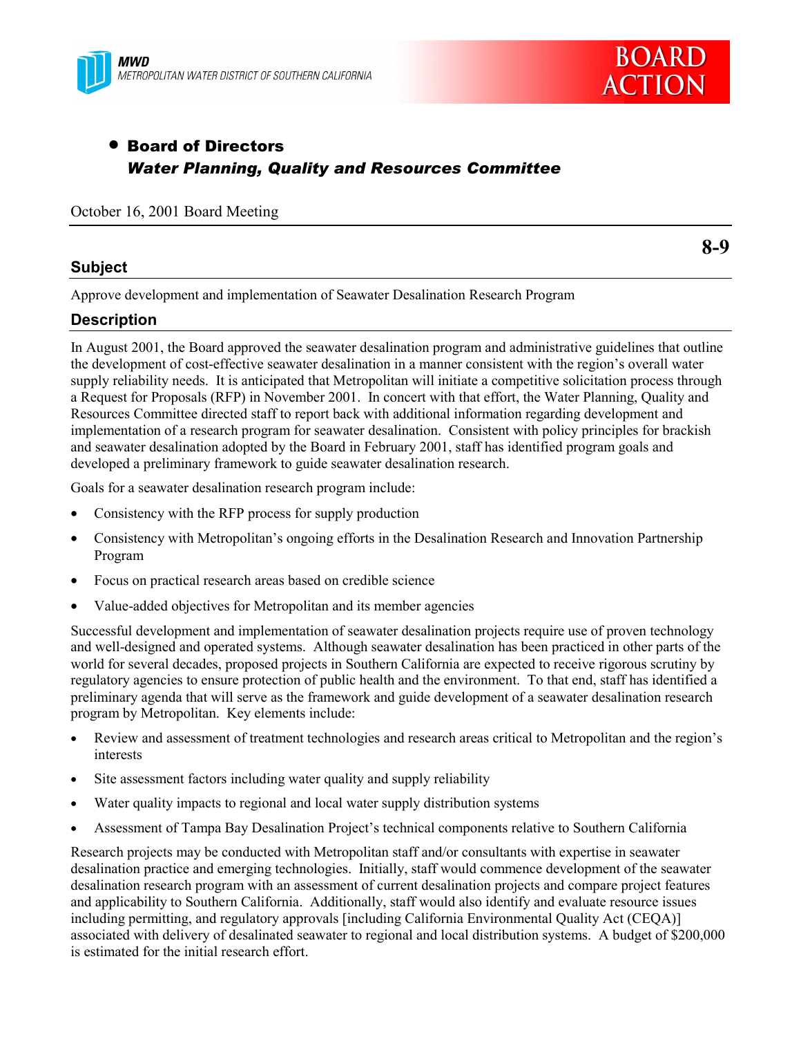MWD
METROPOLITAN WATER DISTRICT OF SOUTHERN CALIFORNIA

**BOARD ACTION**

- **Board of Directors**
  ***Water Planning, Quality and Resources Committee***

October 16, 2001 Board Meeting

**8-9**

## Subject

Approve development and implementation of Seawater Desalination Research Program

## Description

In August 2001, the Board approved the seawater desalination program and administrative guidelines that outline the development of cost-effective seawater desalination in a manner consistent with the region's overall water supply reliability needs. It is anticipated that Metropolitan will initiate a competitive solicitation process through a Request for Proposals (RFP) in November 2001. In concert with that effort, the Water Planning, Quality and Resources Committee directed staff to report back with additional information regarding development and implementation of a research program for seawater desalination. Consistent with policy principles for brackish and seawater desalination adopted by the Board in February 2001, staff has identified program goals and developed a preliminary framework to guide seawater desalination research.

Goals for a seawater desalination research program include:

- Consistency with the RFP process for supply production
- Consistency with Metropolitan's ongoing efforts in the Desalination Research and Innovation Partnership Program
- Focus on practical research areas based on credible science
- Value-added objectives for Metropolitan and its member agencies

Successful development and implementation of seawater desalination projects require use of proven technology and well-designed and operated systems. Although seawater desalination has been practiced in other parts of the world for several decades, proposed projects in Southern California are expected to receive rigorous scrutiny by regulatory agencies to ensure protection of public health and the environment. To that end, staff has identified a preliminary agenda that will serve as the framework and guide development of a seawater desalination research program by Metropolitan. Key elements include:

- Review and assessment of treatment technologies and research areas critical to Metropolitan and the region's interests
- Site assessment factors including water quality and supply reliability
- Water quality impacts to regional and local water supply distribution systems
- Assessment of Tampa Bay Desalination Project's technical components relative to Southern California

Research projects may be conducted with Metropolitan staff and/or consultants with expertise in seawater desalination practice and emerging technologies. Initially, staff would commence development of the seawater desalination research program with an assessment of current desalination projects and compare project features and applicability to Southern California. Additionally, staff would also identify and evaluate resource issues including permitting, and regulatory approvals [including California Environmental Quality Act (CEQA)] associated with delivery of desalinated seawater to regional and local distribution systems. A budget of $200,000 is estimated for the initial research effort.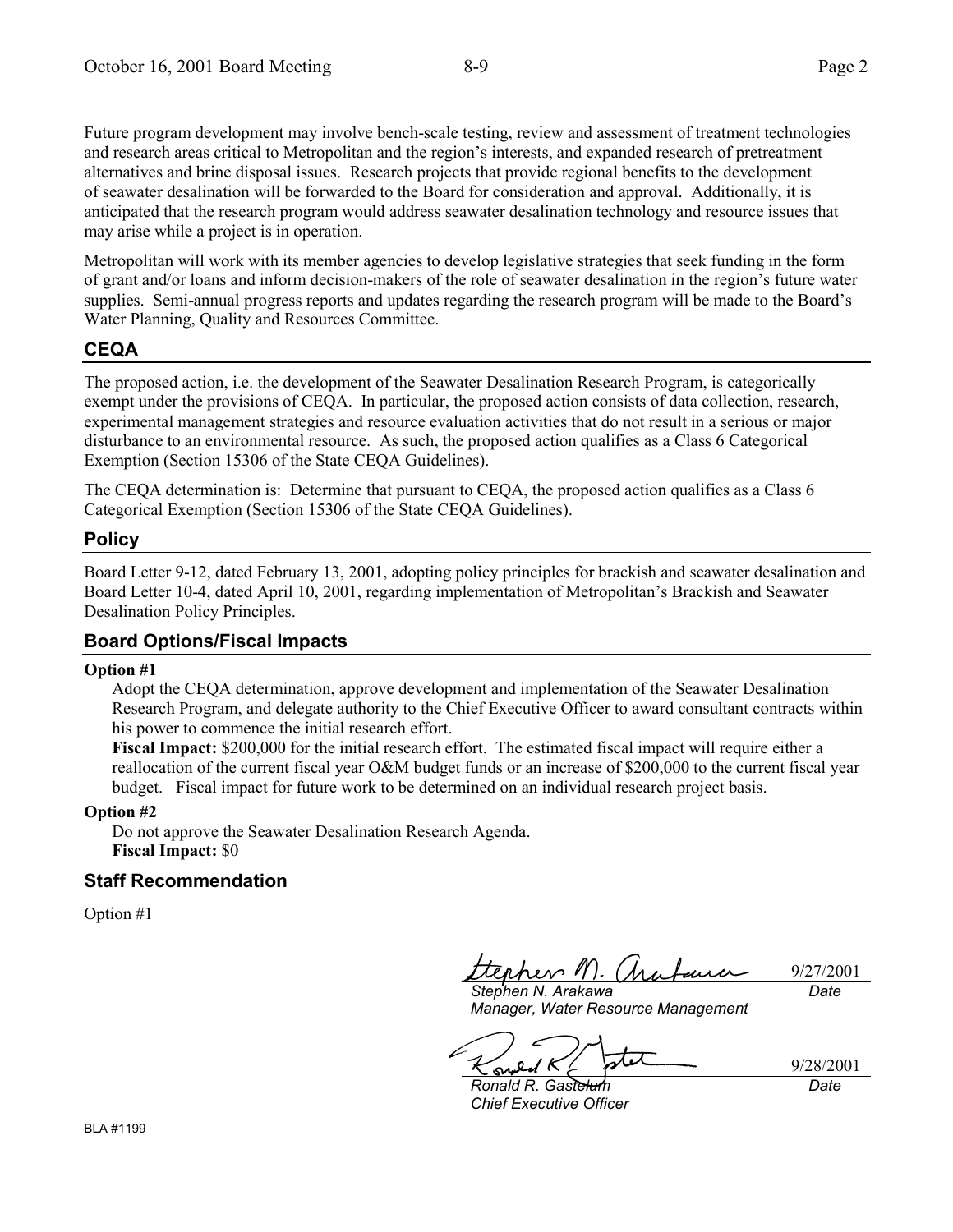Future program development may involve bench-scale testing, review and assessment of treatment technologies and research areas critical to Metropolitan and the region's interests, and expanded research of pretreatment alternatives and brine disposal issues. Research projects that provide regional benefits to the development of seawater desalination will be forwarded to the Board for consideration and approval. Additionally, it is anticipated that the research program would address seawater desalination technology and resource issues that may arise while a project is in operation.

Metropolitan will work with its member agencies to develop legislative strategies that seek funding in the form of grant and/or loans and inform decision-makers of the role of seawater desalination in the region's future water supplies. Semi-annual progress reports and updates regarding the research program will be made to the Board's Water Planning, Quality and Resources Committee.

## CEQA

The proposed action, i.e. the development of the Seawater Desalination Research Program, is categorically exempt under the provisions of CEQA. In particular, the proposed action consists of data collection, research, experimental management strategies and resource evaluation activities that do not result in a serious or major disturbance to an environmental resource. As such, the proposed action qualifies as a Class 6 Categorical Exemption (Section 15306 of the State CEQA Guidelines).

The CEQA determination is: Determine that pursuant to CEQA, the proposed action qualifies as a Class 6 Categorical Exemption (Section 15306 of the State CEQA Guidelines).

## Policy

Board Letter 9-12, dated February 13, 2001, adopting policy principles for brackish and seawater desalination and Board Letter 10-4, dated April 10, 2001, regarding implementation of Metropolitan's Brackish and Seawater Desalination Policy Principles.

## Board Options/Fiscal Impacts

**Option #1**

Adopt the CEQA determination, approve development and implementation of the Seawater Desalination Research Program, and delegate authority to the Chief Executive Officer to award consultant contracts within his power to commence the initial research effort.

**Fiscal Impact:** $200,000 for the initial research effort. The estimated fiscal impact will require either a reallocation of the current fiscal year O&M budget funds or an increase of $200,000 to the current fiscal year budget. Fiscal impact for future work to be determined on an individual research project basis.

**Option #2**

Do not approve the Seawater Desalination Research Agenda.

**Fiscal Impact:** $0

## Staff Recommendation

Option #1

*Stephen N. Arakawa* — 9/27/2001
*Manager, Water Resource Management* — *Date*

*Ronald R. Gastelum* — 9/28/2001
*Chief Executive Officer* — *Date*

BLA #1199